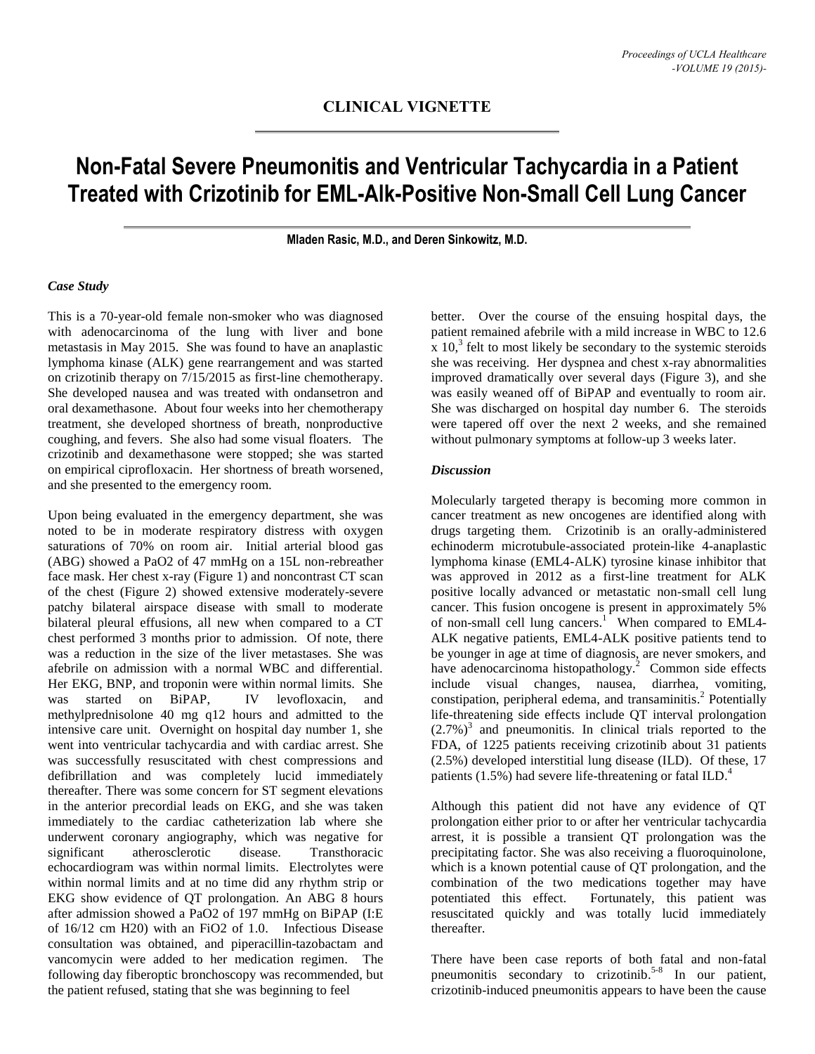## CLINICAL VIGNETTE

# Non-Fatal Severe Pneumonitis and Ventricular Tachycardia in a Patient Treated with Crizotinib for EML-Alk-Positive Non-Small Cell Lung Cancer

**Mladen Rasic, M.D., and Deren Sinkowitz, M.D.**

### *Case Study*

This is a 70-year-old female non-smoker who was diagnosed with adenocarcinoma of the lung with liver and bone metastasis in May 2015. She was found to have an anaplastic lymphoma kinase (ALK) gene rearrangement and was started on crizotinib therapy on 7/15/2015 as first-line chemotherapy. She developed nausea and was treated with ondansetron and oral dexamethasone. About four weeks into her chemotherapy treatment, she developed shortness of breath, nonproductive coughing, and fevers. She also had some visual floaters. The crizotinib and dexamethasone were stopped; she was started on empirical ciprofloxacin. Her shortness of breath worsened, and she presented to the emergency room.

Upon being evaluated in the emergency department, she was noted to be in moderate respiratory distress with oxygen saturations of 70% on room air. Initial arterial blood gas (ABG) showed a PaO2 of 47 mmHg on a 15L non-rebreather face mask. Her chest x-ray (Figure 1) and noncontrast CT scan of the chest (Figure 2) showed extensive moderately-severe patchy bilateral airspace disease with small to moderate bilateral pleural effusions, all new when compared to a CT chest performed 3 months prior to admission. Of note, there was a reduction in the size of the liver metastases. She was afebrile on admission with a normal WBC and differential. Her EKG, BNP, and troponin were within normal limits. She was started on BiPAP, IV levofloxacin, and methylprednisolone 40 mg q12 hours and admitted to the intensive care unit. Overnight on hospital day number 1, she went into ventricular tachycardia and with cardiac arrest. She was successfully resuscitated with chest compressions and defibrillation and was completely lucid immediately thereafter. There was some concern for ST segment elevations in the anterior precordial leads on EKG, and she was taken immediately to the cardiac catheterization lab where she underwent coronary angiography, which was negative for significant atherosclerotic disease. Transthoracic echocardiogram was within normal limits. Electrolytes were within normal limits and at no time did any rhythm strip or EKG show evidence of QT prolongation. An ABG 8 hours after admission showed a PaO2 of 197 mmHg on BiPAP (I:E of 16/12 cm H20) with an FiO2 of 1.0. Infectious Disease consultation was obtained, and piperacillin-tazobactam and vancomycin were added to her medication regimen. The following day fiberoptic bronchoscopy was recommended, but the patient refused, stating that she was beginning to feel better. Over the course of the ensuing hospital days, the patient remained afebrile with a mild increase in WBC to 12.6 x 10,[3] felt to most likely be secondary to the systemic steroids she was receiving. Her dyspnea and chest x-ray abnormalities improved dramatically over several days (Figure 3), and she was easily weaned off of BiPAP and eventually to room air. She was discharged on hospital day number 6. The steroids were tapered off over the next 2 weeks, and she remained without pulmonary symptoms at follow-up 3 weeks later.

### *Discussion*

Molecularly targeted therapy is becoming more common in cancer treatment as new oncogenes are identified along with drugs targeting them. Crizotinib is an orally-administered echinoderm microtubule-associated protein-like 4-anaplastic lymphoma kinase (EML4-ALK) tyrosine kinase inhibitor that was approved in 2012 as a first-line treatment for ALK positive locally advanced or metastatic non-small cell lung cancer. This fusion oncogene is present in approximately 5% of non-small cell lung cancers.[1] When compared to EML4-ALK negative patients, EML4-ALK positive patients tend to be younger in age at time of diagnosis, are never smokers, and have adenocarcinoma histopathology.[2] Common side effects include visual changes, nausea, diarrhea, vomiting, constipation, peripheral edema, and transaminitis.[2] Potentially life-threatening side effects include QT interval prolongation (2.7%)[3] and pneumonitis. In clinical trials reported to the FDA, of 1225 patients receiving crizotinib about 31 patients (2.5%) developed interstitial lung disease (ILD). Of these, 17 patients (1.5%) had severe life-threatening or fatal ILD.[4]

Although this patient did not have any evidence of QT prolongation either prior to or after her ventricular tachycardia arrest, it is possible a transient QT prolongation was the precipitating factor. She was also receiving a fluoroquinolone, which is a known potential cause of QT prolongation, and the combination of the two medications together may have potentiated this effect. Fortunately, this patient was resuscitated quickly and was totally lucid immediately thereafter.

There have been case reports of both fatal and non-fatal pneumonitis secondary to crizotinib.[5-8] In our patient, crizotinib-induced pneumonitis appears to have been the cause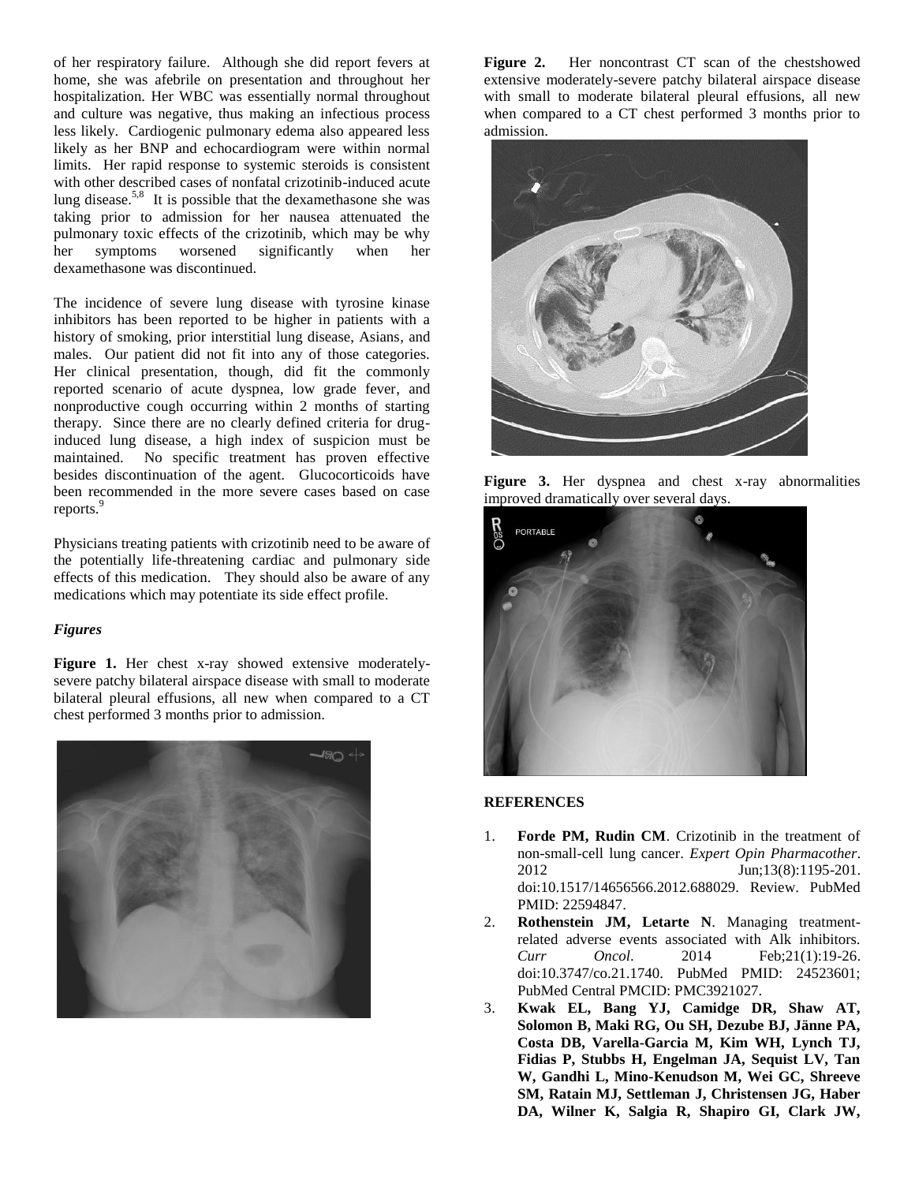of her respiratory failure. Although she did report fevers at home, she was afebrile on presentation and throughout her hospitalization. Her WBC was essentially normal throughout and culture was negative, thus making an infectious process less likely. Cardiogenic pulmonary edema also appeared less likely as her BNP and echocardiogram were within normal limits. Her rapid response to systemic steroids is consistent with other described cases of nonfatal crizotinib-induced acute lung disease.[5,8] It is possible that the dexamethasone she was taking prior to admission for her nausea attenuated the pulmonary toxic effects of the crizotinib, which may be why her symptoms worsened significantly when her dexamethasone was discontinued.

The incidence of severe lung disease with tyrosine kinase inhibitors has been reported to be higher in patients with a history of smoking, prior interstitial lung disease, Asians, and males. Our patient did not fit into any of those categories. Her clinical presentation, though, did fit the commonly reported scenario of acute dyspnea, low grade fever, and nonproductive cough occurring within 2 months of starting therapy. Since there are no clearly defined criteria for drug-induced lung disease, a high index of suspicion must be maintained. No specific treatment has proven effective besides discontinuation of the agent. Glucocorticoids have been recommended in the more severe cases based on case reports.[9]

Physicians treating patients with crizotinib need to be aware of the potentially life-threatening cardiac and pulmonary side effects of this medication. They should also be aware of any medications which may potentiate its side effect profile.

### *Figures*

**Figure 1.** Her chest x-ray showed extensive moderately-severe patchy bilateral airspace disease with small to moderate bilateral pleural effusions, all new when compared to a CT chest performed 3 months prior to admission.

**Figure 2.** Her noncontrast CT scan of the chestshowed extensive moderately-severe patchy bilateral airspace disease with small to moderate bilateral pleural effusions, all new when compared to a CT chest performed 3 months prior to admission.

**Figure 3.** Her dyspnea and chest x-ray abnormalities improved dramatically over several days.

## REFERENCES

1. **Forde PM, Rudin CM**. Crizotinib in the treatment of non-small-cell lung cancer. *Expert Opin Pharmacother*. 2012 Jun;13(8):1195-201. doi:10.1517/14656566.2012.688029. Review. PubMed PMID: 22594847.
2. **Rothenstein JM, Letarte N**. Managing treatment-related adverse events associated with Alk inhibitors. *Curr Oncol*. 2014 Feb;21(1):19-26. doi:10.3747/co.21.1740. PubMed PMID: 24523601; PubMed Central PMCID: PMC3921027.
3. **Kwak EL, Bang YJ, Camidge DR, Shaw AT, Solomon B, Maki RG, Ou SH, Dezube BJ, Jänne PA, Costa DB, Varella-Garcia M, Kim WH, Lynch TJ, Fidias P, Stubbs H, Engelman JA, Sequist LV, Tan W, Gandhi L, Mino-Kenudson M, Wei GC, Shreeve SM, Ratain MJ, Settleman J, Christensen JG, Haber DA, Wilner K, Salgia R, Shapiro GI, Clark JW,**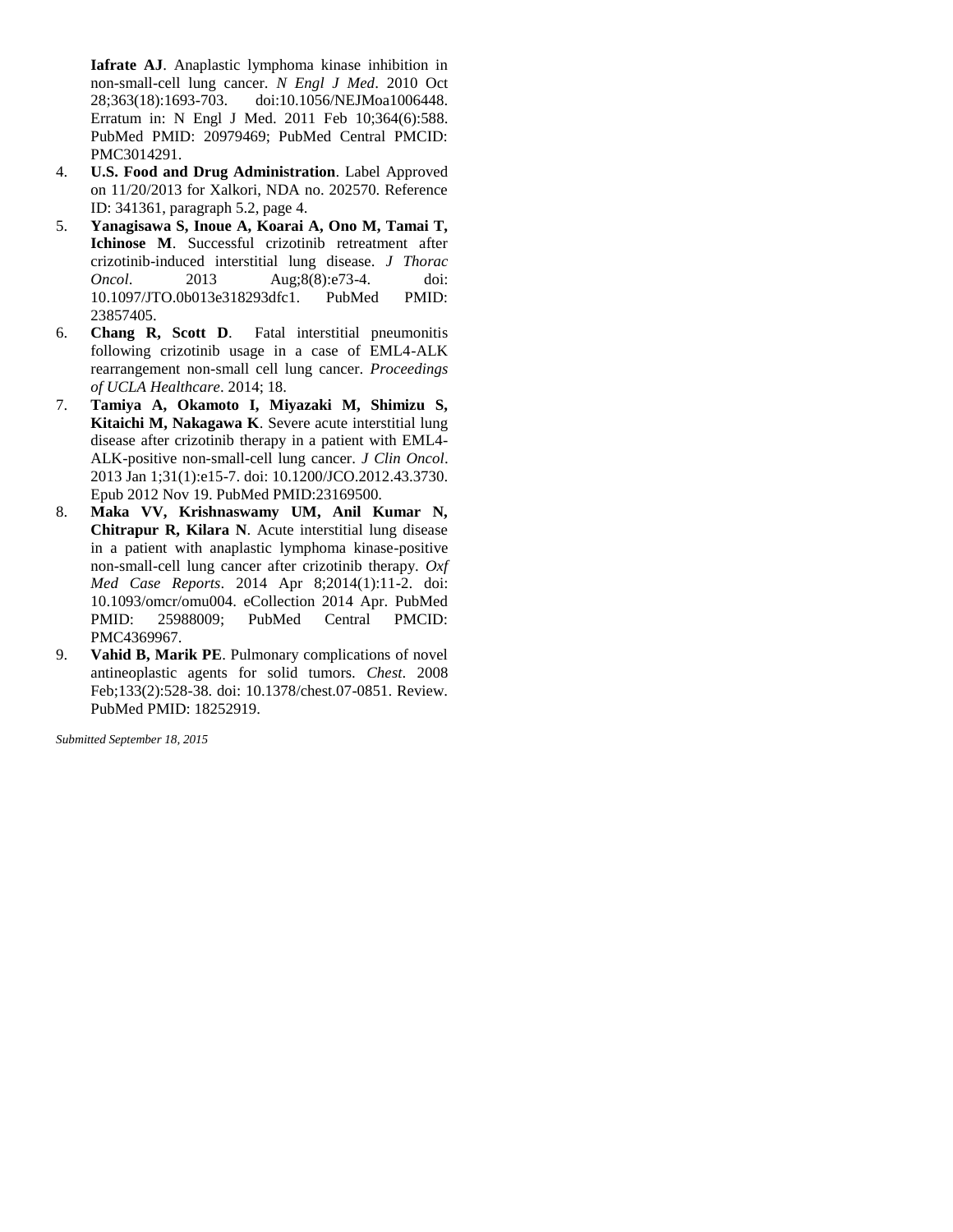**Iafrate AJ**. Anaplastic lymphoma kinase inhibition in non-small-cell lung cancer. *N Engl J Med*. 2010 Oct 28;363(18):1693-703. doi:10.1056/NEJMoa1006448. Erratum in: N Engl J Med. 2011 Feb 10;364(6):588. PubMed PMID: 20979469; PubMed Central PMCID: PMC3014291.

4. **U.S. Food and Drug Administration**. Label Approved on 11/20/2013 for Xalkori, NDA no. 202570. Reference ID: 341361, paragraph 5.2, page 4.
5. **Yanagisawa S, Inoue A, Koarai A, Ono M, Tamai T, Ichinose M**. Successful crizotinib retreatment after crizotinib-induced interstitial lung disease. *J Thorac Oncol*. 2013 Aug;8(8):e73-4. doi: 10.1097/JTO.0b013e318293dfc1. PubMed PMID: 23857405.
6. **Chang R, Scott D**. Fatal interstitial pneumonitis following crizotinib usage in a case of EML4-ALK rearrangement non-small cell lung cancer. *Proceedings of UCLA Healthcare*. 2014; 18.
7. **Tamiya A, Okamoto I, Miyazaki M, Shimizu S, Kitaichi M, Nakagawa K**. Severe acute interstitial lung disease after crizotinib therapy in a patient with EML4-ALK-positive non-small-cell lung cancer. *J Clin Oncol*. 2013 Jan 1;31(1):e15-7. doi: 10.1200/JCO.2012.43.3730. Epub 2012 Nov 19. PubMed PMID:23169500.
8. **Maka VV, Krishnaswamy UM, Anil Kumar N, Chitrapur R, Kilara N**. Acute interstitial lung disease in a patient with anaplastic lymphoma kinase-positive non-small-cell lung cancer after crizotinib therapy. *Oxf Med Case Reports*. 2014 Apr 8;2014(1):11-2. doi: 10.1093/omcr/omu004. eCollection 2014 Apr. PubMed PMID: 25988009; PubMed Central PMCID: PMC4369967.
9. **Vahid B, Marik PE**. Pulmonary complications of novel antineoplastic agents for solid tumors. *Chest*. 2008 Feb;133(2):528-38. doi: 10.1378/chest.07-0851. Review. PubMed PMID: 18252919.

*Submitted September 18, 2015*